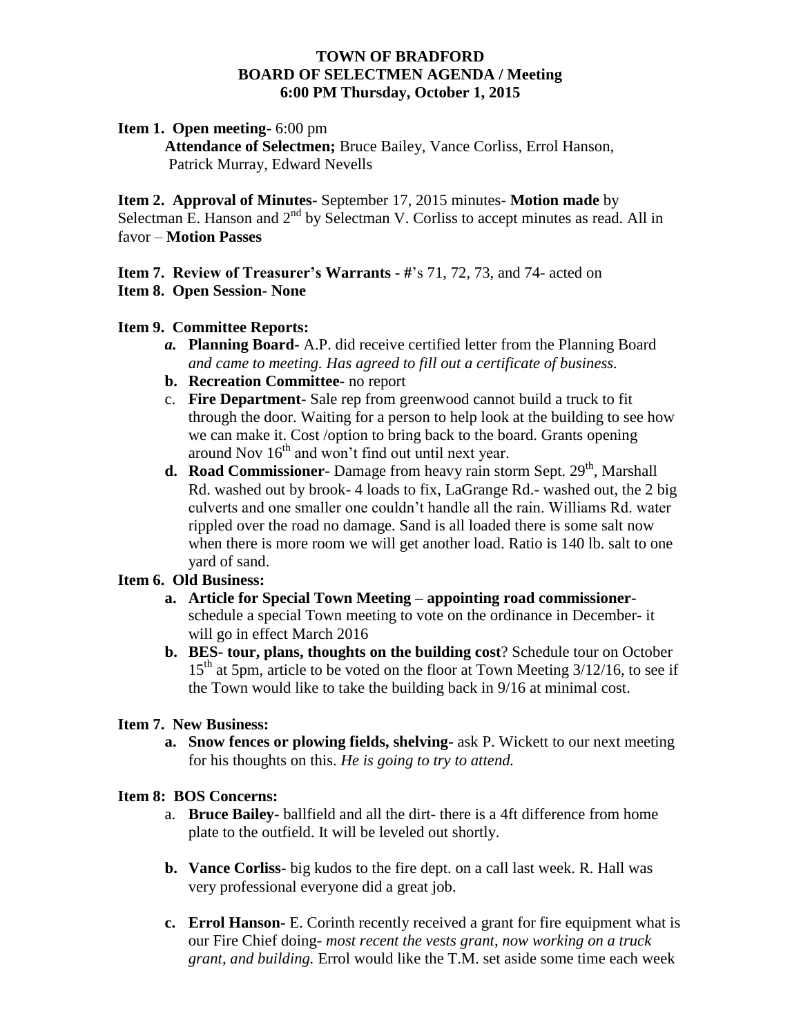**TOWN OF BRADFORD**
**BOARD OF SELECTMEN AGENDA / Meeting**
**6:00 PM Thursday, October 1, 2015**

**Item 1. Open meeting-** 6:00 pm
**Attendance of Selectmen;** Bruce Bailey, Vance Corliss, Errol Hanson, Patrick Murray, Edward Nevells

**Item 2. Approval of Minutes-** September 17, 2015 minutes- **Motion made** by Selectman E. Hanson and 2nd by Selectman V. Corliss to accept minutes as read. All in favor – **Motion Passes**

**Item 7. Review of Treasurer's Warrants - #**'s 71, 72, 73, and 74- acted on
**Item 8. Open Session- None**

**Item 9. Committee Reports:**

- ***a.*** **Planning Board-** A.P. did receive certified letter from the Planning Board *and came to meeting. Has agreed to fill out a certificate of business.*
- **b. Recreation Committee-** no report
- c. **Fire Department-** Sale rep from greenwood cannot build a truck to fit through the door. Waiting for a person to help look at the building to see how we can make it. Cost /option to bring back to the board. Grants opening around Nov 16th and won't find out until next year.
- **d. Road Commissioner-** Damage from heavy rain storm Sept. 29th, Marshall Rd. washed out by brook- 4 loads to fix, LaGrange Rd.- washed out, the 2 big culverts and one smaller one couldn't handle all the rain. Williams Rd. water rippled over the road no damage. Sand is all loaded there is some salt now when there is more room we will get another load. Ratio is 140 lb. salt to one yard of sand.

**Item 6. Old Business:**

- **a. Article for Special Town Meeting – appointing road commissioner-** schedule a special Town meeting to vote on the ordinance in December- it will go in effect March 2016
- **b. BES- tour, plans, thoughts on the building cost**? Schedule tour on October 15th at 5pm, article to be voted on the floor at Town Meeting 3/12/16, to see if the Town would like to take the building back in 9/16 at minimal cost.

**Item 7. New Business:**

- **a. Snow fences or plowing fields, shelving-** ask P. Wickett to our next meeting for his thoughts on this. *He is going to try to attend.*

**Item 8: BOS Concerns:**

- a. **Bruce Bailey-** ballfield and all the dirt- there is a 4ft difference from home plate to the outfield. It will be leveled out shortly.
- **b. Vance Corliss-** big kudos to the fire dept. on a call last week. R. Hall was very professional everyone did a great job.
- **c. Errol Hanson-** E. Corinth recently received a grant for fire equipment what is our Fire Chief doing- *most recent the vests grant, now working on a truck grant, and building.* Errol would like the T.M. set aside some time each week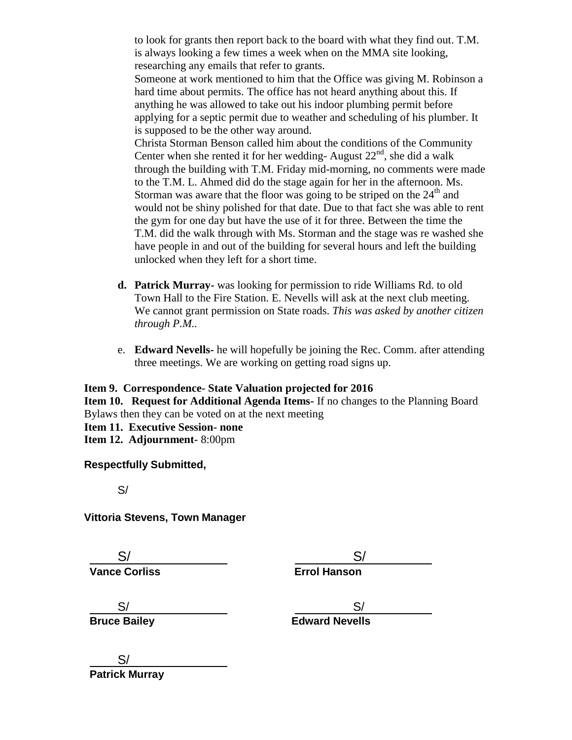to look for grants then report back to the board with what they find out. T.M. is always looking a few times a week when on the MMA site looking, researching any emails that refer to grants.

Someone at work mentioned to him that the Office was giving M. Robinson a hard time about permits. The office has not heard anything about this. If anything he was allowed to take out his indoor plumbing permit before applying for a septic permit due to weather and scheduling of his plumber. It is supposed to be the other way around.

Christa Storman Benson called him about the conditions of the Community Center when she rented it for her wedding- August 22nd, she did a walk through the building with T.M. Friday mid-morning, no comments were made to the T.M. L. Ahmed did do the stage again for her in the afternoon. Ms. Storman was aware that the floor was going to be striped on the 24th and would not be shiny polished for that date. Due to that fact she was able to rent the gym for one day but have the use of it for three. Between the time the T.M. did the walk through with Ms. Storman and the stage was re washed she have people in and out of the building for several hours and left the building unlocked when they left for a short time.

d. **Patrick Murray-** was looking for permission to ride Williams Rd. to old Town Hall to the Fire Station. E. Nevells will ask at the next club meeting. We cannot grant permission on State roads. *This was asked by another citizen through P.M..*

e. **Edward Nevells-** he will hopefully be joining the Rec. Comm. after attending three meetings. We are working on getting road signs up.

**Item 9. Correspondence- State Valuation projected for 2016**

**Item 10. Request for Additional Agenda Items-** If no changes to the Planning Board Bylaws then they can be voted on at the next meeting

**Item 11. Executive Session- none**

**Item 12. Adjournment**- 8:00pm

**Respectfully Submitted,**

S/

**Vittoria Stevens, Town Manager**

S/
**Vance Corliss**

S/
**Errol Hanson**

S/
**Bruce Bailey**

S/
**Edward Nevells**

S/
**Patrick Murray**